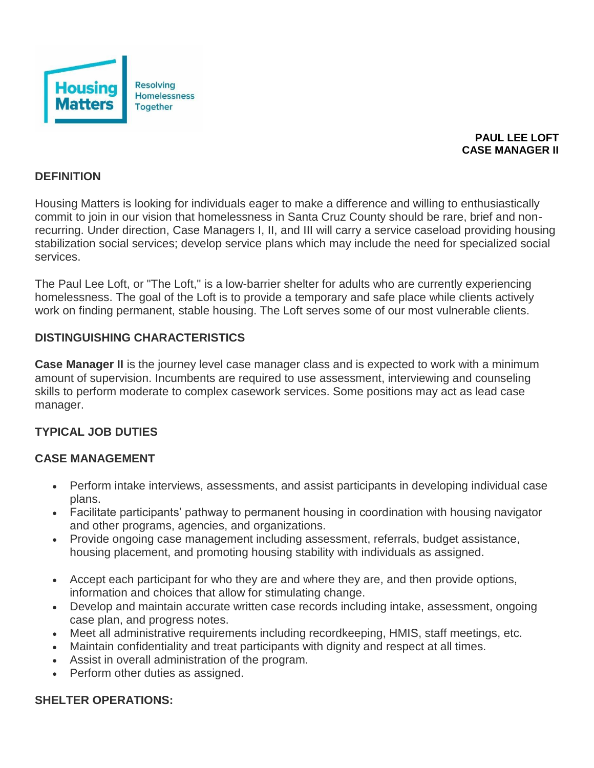Housing Matters

Resolving Homelessness Together

**PAUL LEE LOFT**
**CASE MANAGER II**

## DEFINITION

Housing Matters is looking for individuals eager to make a difference and willing to enthusiastically commit to join in our vision that homelessness in Santa Cruz County should be rare, brief and non-recurring. Under direction, Case Managers I, II, and III will carry a service caseload providing housing stabilization social services; develop service plans which may include the need for specialized social services.

The Paul Lee Loft, or "The Loft," is a low-barrier shelter for adults who are currently experiencing homelessness. The goal of the Loft is to provide a temporary and safe place while clients actively work on finding permanent, stable housing. The Loft serves some of our most vulnerable clients.

## DISTINGUISHING CHARACTERISTICS

**Case Manager II** is the journey level case manager class and is expected to work with a minimum amount of supervision. Incumbents are required to use assessment, interviewing and counseling skills to perform moderate to complex casework services. Some positions may act as lead case manager.

## TYPICAL JOB DUTIES

### CASE MANAGEMENT

- Perform intake interviews, assessments, and assist participants in developing individual case plans.
- Facilitate participants' pathway to permanent housing in coordination with housing navigator and other programs, agencies, and organizations.
- Provide ongoing case management including assessment, referrals, budget assistance, housing placement, and promoting housing stability with individuals as assigned.
- Accept each participant for who they are and where they are, and then provide options, information and choices that allow for stimulating change.
- Develop and maintain accurate written case records including intake, assessment, ongoing case plan, and progress notes.
- Meet all administrative requirements including recordkeeping, HMIS, staff meetings, etc.
- Maintain confidentiality and treat participants with dignity and respect at all times.
- Assist in overall administration of the program.
- Perform other duties as assigned.

### SHELTER OPERATIONS: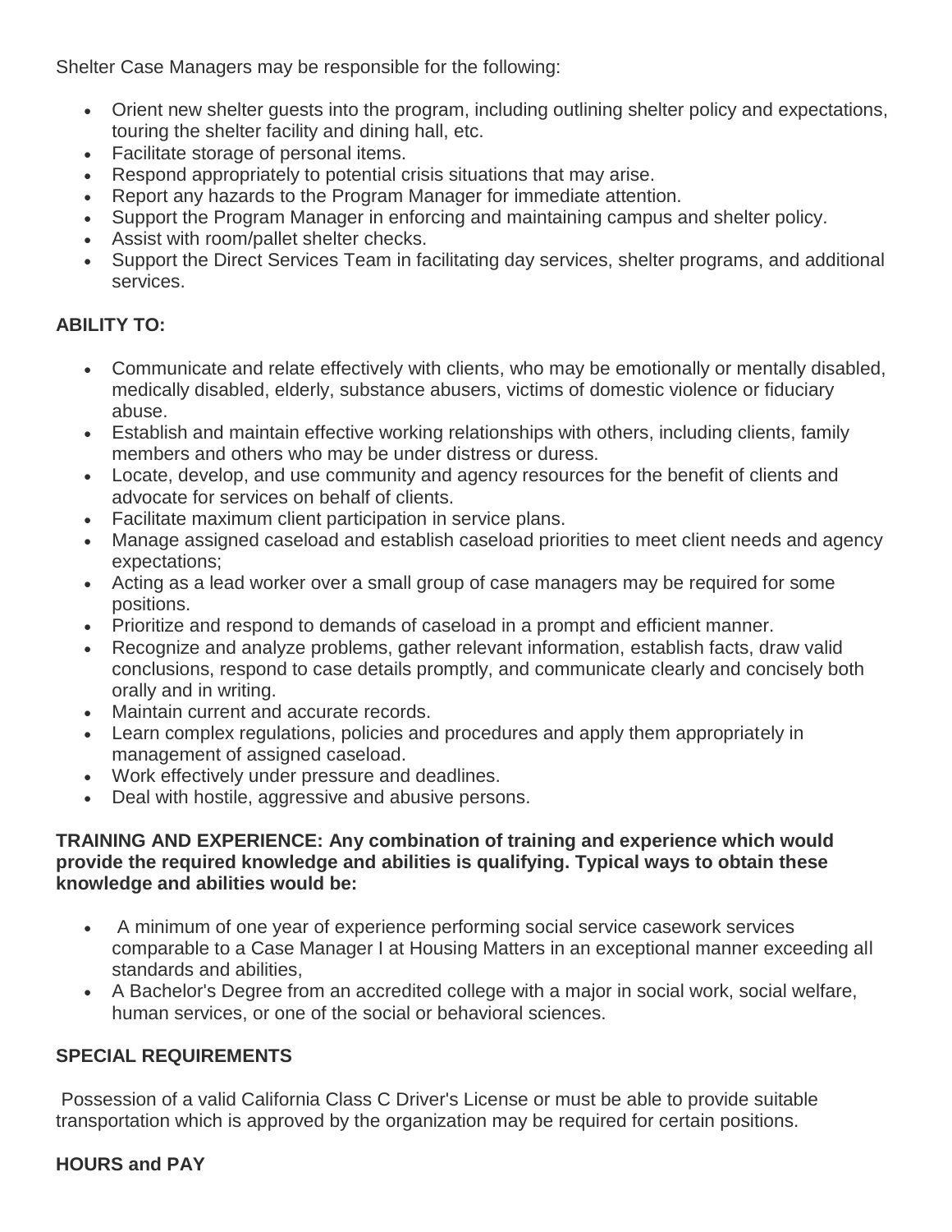Shelter Case Managers may be responsible for the following:

- Orient new shelter guests into the program, including outlining shelter policy and expectations, touring the shelter facility and dining hall, etc.
- Facilitate storage of personal items.
- Respond appropriately to potential crisis situations that may arise.
- Report any hazards to the Program Manager for immediate attention.
- Support the Program Manager in enforcing and maintaining campus and shelter policy.
- Assist with room/pallet shelter checks.
- Support the Direct Services Team in facilitating day services, shelter programs, and additional services.

**ABILITY TO:**

- Communicate and relate effectively with clients, who may be emotionally or mentally disabled, medically disabled, elderly, substance abusers, victims of domestic violence or fiduciary abuse.
- Establish and maintain effective working relationships with others, including clients, family members and others who may be under distress or duress.
- Locate, develop, and use community and agency resources for the benefit of clients and advocate for services on behalf of clients.
- Facilitate maximum client participation in service plans.
- Manage assigned caseload and establish caseload priorities to meet client needs and agency expectations;
- Acting as a lead worker over a small group of case managers may be required for some positions.
- Prioritize and respond to demands of caseload in a prompt and efficient manner.
- Recognize and analyze problems, gather relevant information, establish facts, draw valid conclusions, respond to case details promptly, and communicate clearly and concisely both orally and in writing.
- Maintain current and accurate records.
- Learn complex regulations, policies and procedures and apply them appropriately in management of assigned caseload.
- Work effectively under pressure and deadlines.
- Deal with hostile, aggressive and abusive persons.

**TRAINING AND EXPERIENCE: Any combination of training and experience which would provide the required knowledge and abilities is qualifying. Typical ways to obtain these knowledge and abilities would be:**

- A minimum of one year of experience performing social service casework services comparable to a Case Manager I at Housing Matters in an exceptional manner exceeding all standards and abilities,
- A Bachelor's Degree from an accredited college with a major in social work, social welfare, human services, or one of the social or behavioral sciences.

**SPECIAL REQUIREMENTS**

Possession of a valid California Class C Driver's License or must be able to provide suitable transportation which is approved by the organization may be required for certain positions.

**HOURS and PAY**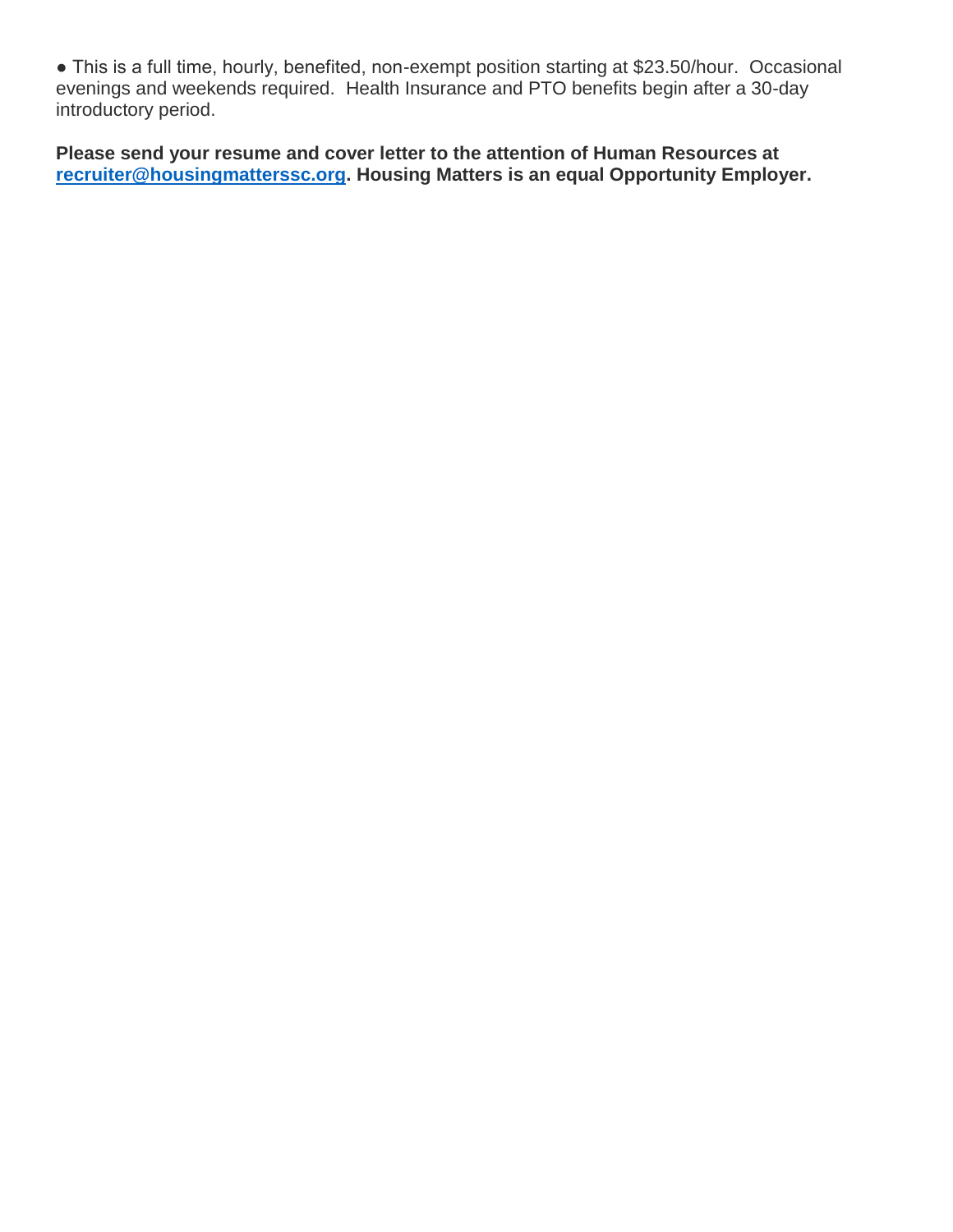- This is a full time, hourly, benefited, non-exempt position starting at $23.50/hour. Occasional evenings and weekends required. Health Insurance and PTO benefits begin after a 30-day introductory period.

**Please send your resume and cover letter to the attention of Human Resources at recruiter@housingmatterssc.org. Housing Matters is an equal Opportunity Employer.**